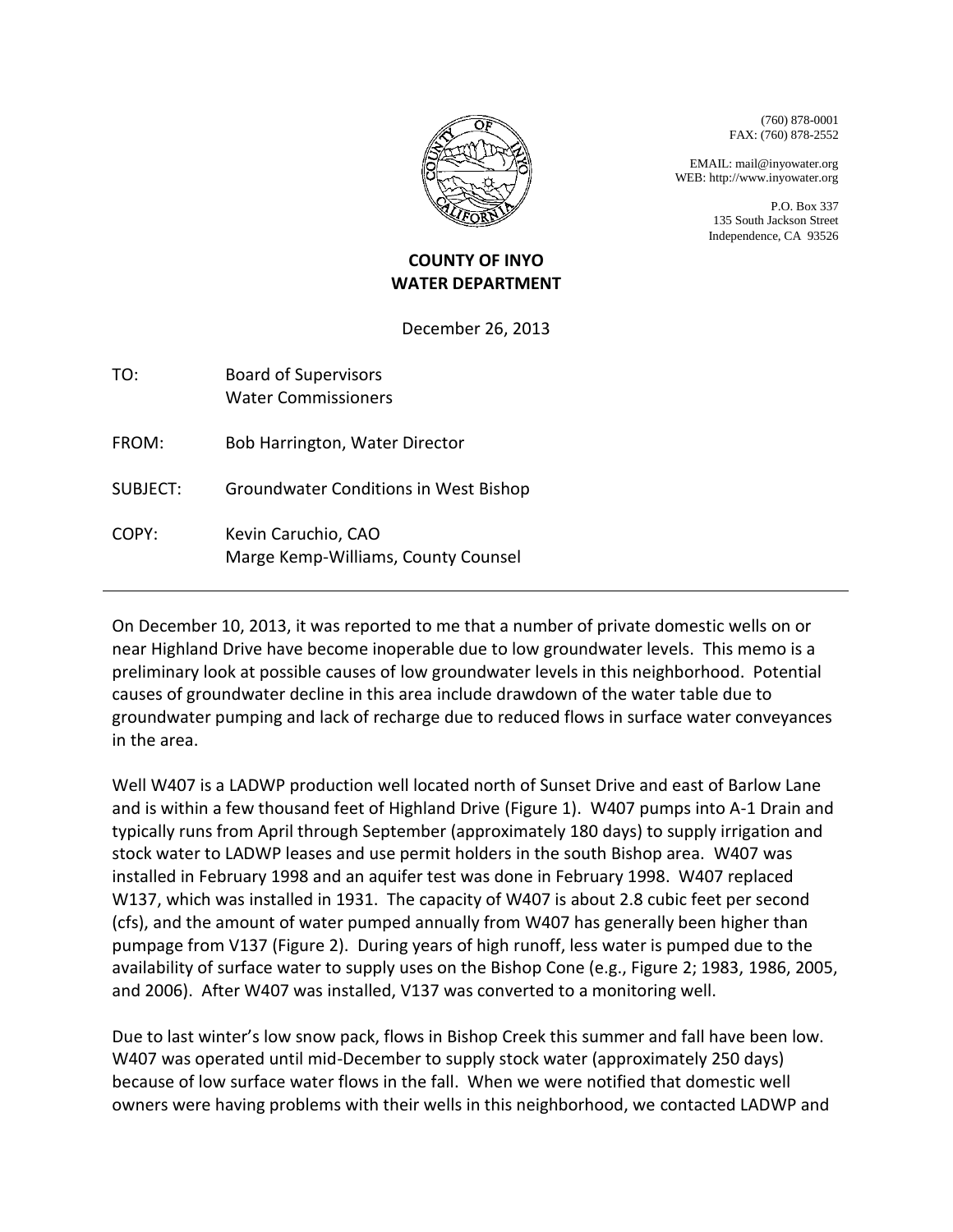(760) 878-0001
FAX: (760) 878-2552

EMAIL: mail@inyowater.org
WEB: http://www.inyowater.org

P.O. Box 337
135 South Jackson Street
Independence, CA 93526

**COUNTY OF INYO**
**WATER DEPARTMENT**

December 26, 2013

TO: Board of Supervisors
Water Commissioners

FROM: Bob Harrington, Water Director

SUBJECT: Groundwater Conditions in West Bishop

COPY: Kevin Caruchio, CAO
Marge Kemp-Williams, County Counsel

---

On December 10, 2013, it was reported to me that a number of private domestic wells on or near Highland Drive have become inoperable due to low groundwater levels. This memo is a preliminary look at possible causes of low groundwater levels in this neighborhood. Potential causes of groundwater decline in this area include drawdown of the water table due to groundwater pumping and lack of recharge due to reduced flows in surface water conveyances in the area.

Well W407 is a LADWP production well located north of Sunset Drive and east of Barlow Lane and is within a few thousand feet of Highland Drive (Figure 1). W407 pumps into A-1 Drain and typically runs from April through September (approximately 180 days) to supply irrigation and stock water to LADWP leases and use permit holders in the south Bishop area. W407 was installed in February 1998 and an aquifer test was done in February 1998. W407 replaced W137, which was installed in 1931. The capacity of W407 is about 2.8 cubic feet per second (cfs), and the amount of water pumped annually from W407 has generally been higher than pumpage from V137 (Figure 2). During years of high runoff, less water is pumped due to the availability of surface water to supply uses on the Bishop Cone (e.g., Figure 2; 1983, 1986, 2005, and 2006). After W407 was installed, V137 was converted to a monitoring well.

Due to last winter's low snow pack, flows in Bishop Creek this summer and fall have been low. W407 was operated until mid-December to supply stock water (approximately 250 days) because of low surface water flows in the fall. When we were notified that domestic well owners were having problems with their wells in this neighborhood, we contacted LADWP and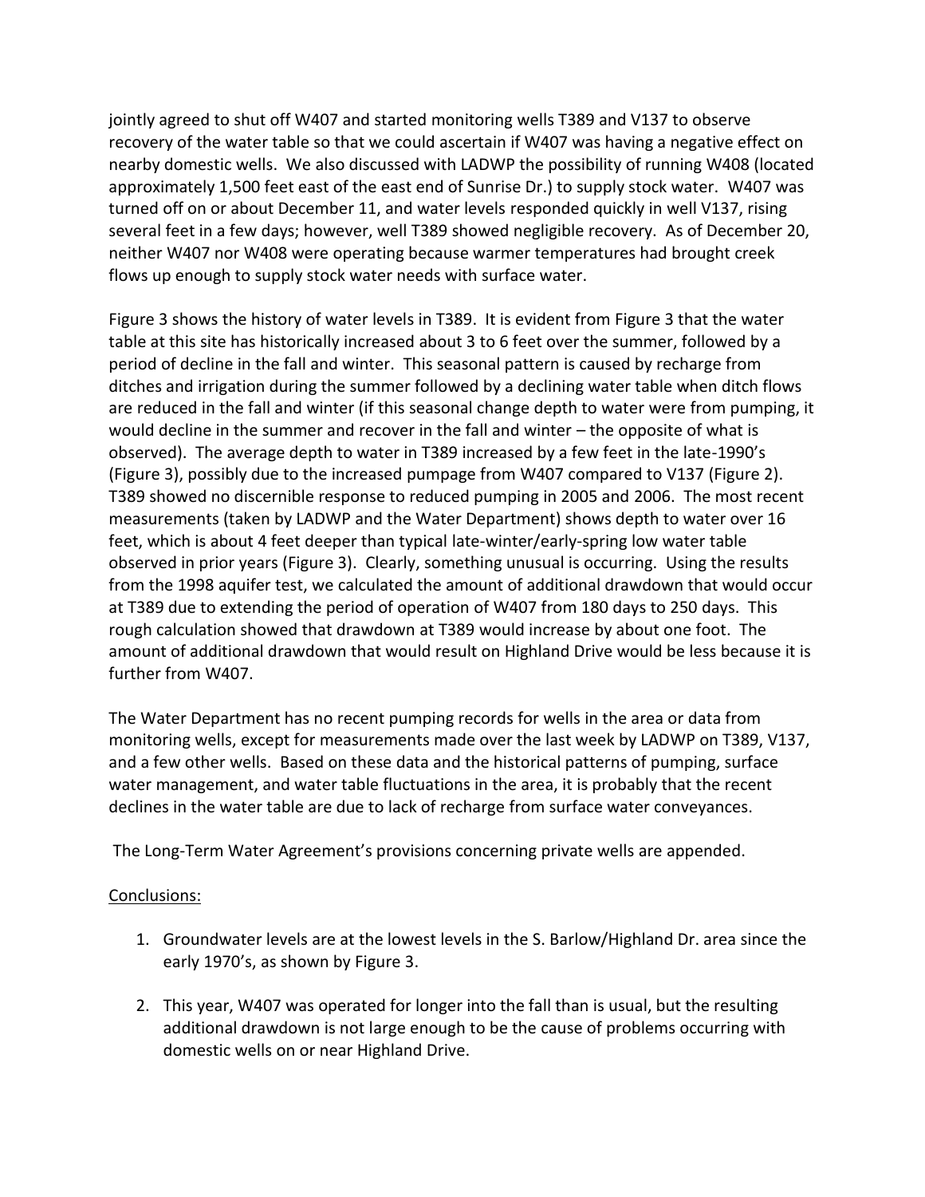jointly agreed to shut off W407 and started monitoring wells T389 and V137 to observe recovery of the water table so that we could ascertain if W407 was having a negative effect on nearby domestic wells. We also discussed with LADWP the possibility of running W408 (located approximately 1,500 feet east of the east end of Sunrise Dr.) to supply stock water. W407 was turned off on or about December 11, and water levels responded quickly in well V137, rising several feet in a few days; however, well T389 showed negligible recovery. As of December 20, neither W407 nor W408 were operating because warmer temperatures had brought creek flows up enough to supply stock water needs with surface water.

Figure 3 shows the history of water levels in T389. It is evident from Figure 3 that the water table at this site has historically increased about 3 to 6 feet over the summer, followed by a period of decline in the fall and winter. This seasonal pattern is caused by recharge from ditches and irrigation during the summer followed by a declining water table when ditch flows are reduced in the fall and winter (if this seasonal change depth to water were from pumping, it would decline in the summer and recover in the fall and winter – the opposite of what is observed). The average depth to water in T389 increased by a few feet in the late-1990's (Figure 3), possibly due to the increased pumpage from W407 compared to V137 (Figure 2). T389 showed no discernible response to reduced pumping in 2005 and 2006. The most recent measurements (taken by LADWP and the Water Department) shows depth to water over 16 feet, which is about 4 feet deeper than typical late-winter/early-spring low water table observed in prior years (Figure 3). Clearly, something unusual is occurring. Using the results from the 1998 aquifer test, we calculated the amount of additional drawdown that would occur at T389 due to extending the period of operation of W407 from 180 days to 250 days. This rough calculation showed that drawdown at T389 would increase by about one foot. The amount of additional drawdown that would result on Highland Drive would be less because it is further from W407.

The Water Department has no recent pumping records for wells in the area or data from monitoring wells, except for measurements made over the last week by LADWP on T389, V137, and a few other wells. Based on these data and the historical patterns of pumping, surface water management, and water table fluctuations in the area, it is probably that the recent declines in the water table are due to lack of recharge from surface water conveyances.

The Long-Term Water Agreement's provisions concerning private wells are appended.

<u>Conclusions:</u>

1. Groundwater levels are at the lowest levels in the S. Barlow/Highland Dr. area since the early 1970's, as shown by Figure 3.

2. This year, W407 was operated for longer into the fall than is usual, but the resulting additional drawdown is not large enough to be the cause of problems occurring with domestic wells on or near Highland Drive.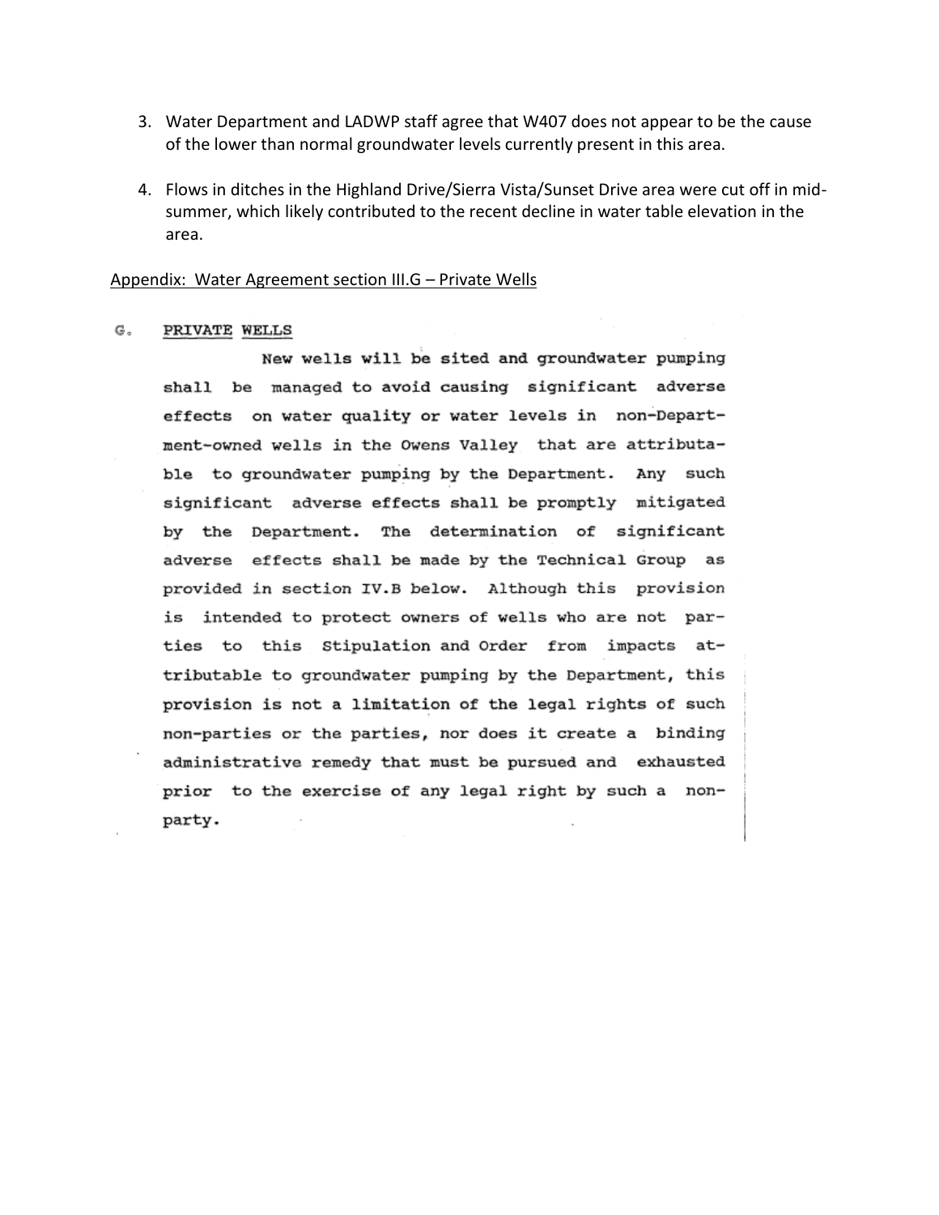3. Water Department and LADWP staff agree that W407 does not appear to be the cause of the lower than normal groundwater levels currently present in this area.

4. Flows in ditches in the Highland Drive/Sierra Vista/Sunset Drive area were cut off in mid-summer, which likely contributed to the recent decline in water table elevation in the area.

Appendix: Water Agreement section III.G – Private Wells

G. PRIVATE WELLS

New wells will be sited and groundwater pumping shall be managed to avoid causing significant adverse effects on water quality or water levels in non-Department-owned wells in the Owens Valley that are attributable to groundwater pumping by the Department. Any such significant adverse effects shall be promptly mitigated by the Department. The determination of significant adverse effects shall be made by the Technical Group as provided in section IV.B below. Although this provision is intended to protect owners of wells who are not parties to this Stipulation and Order from impacts attributable to groundwater pumping by the Department, this provision is not a limitation of the legal rights of such non-parties or the parties, nor does it create a binding administrative remedy that must be pursued and exhausted prior to the exercise of any legal right by such a non-party.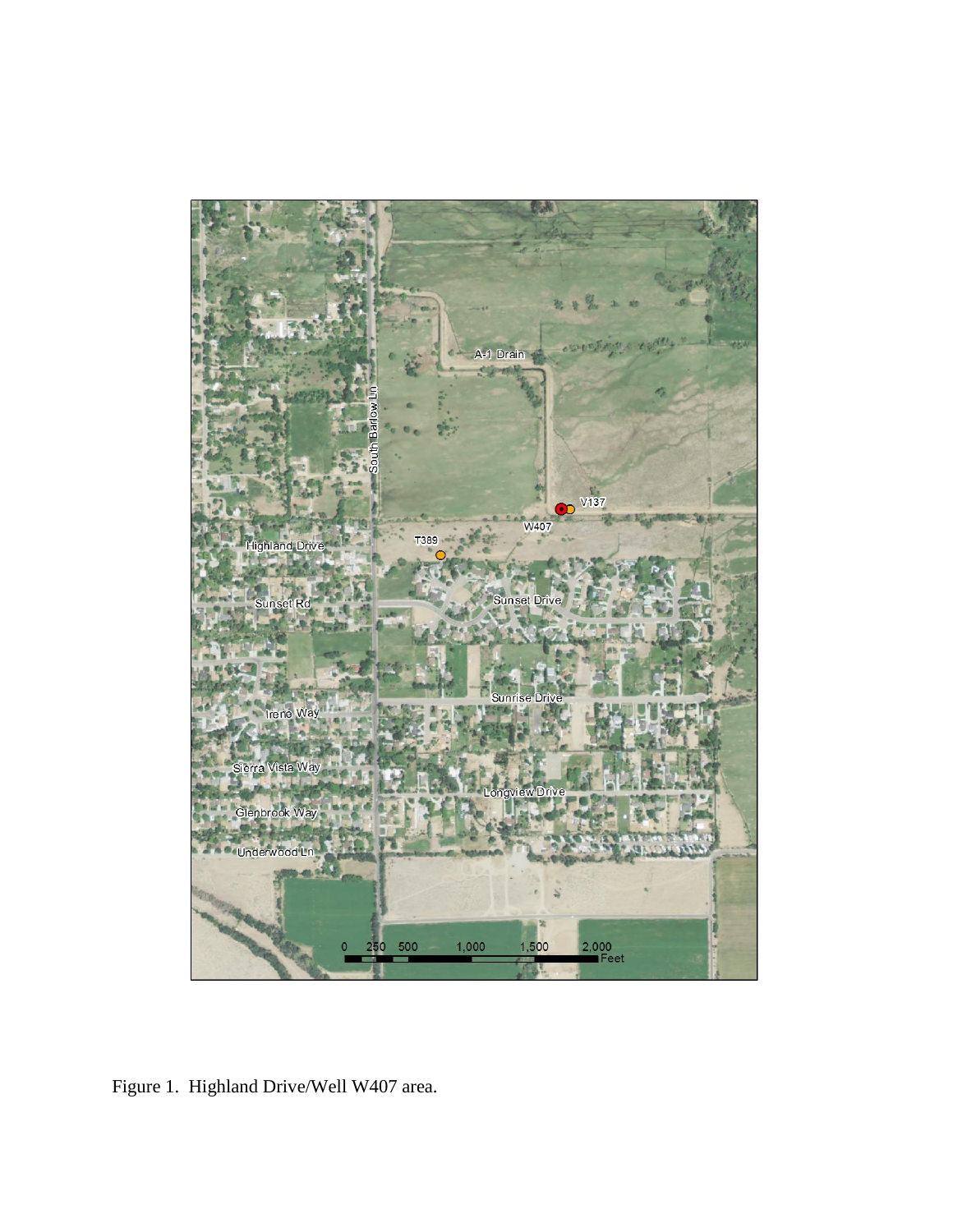Figure 1. Highland Drive/Well W407 area.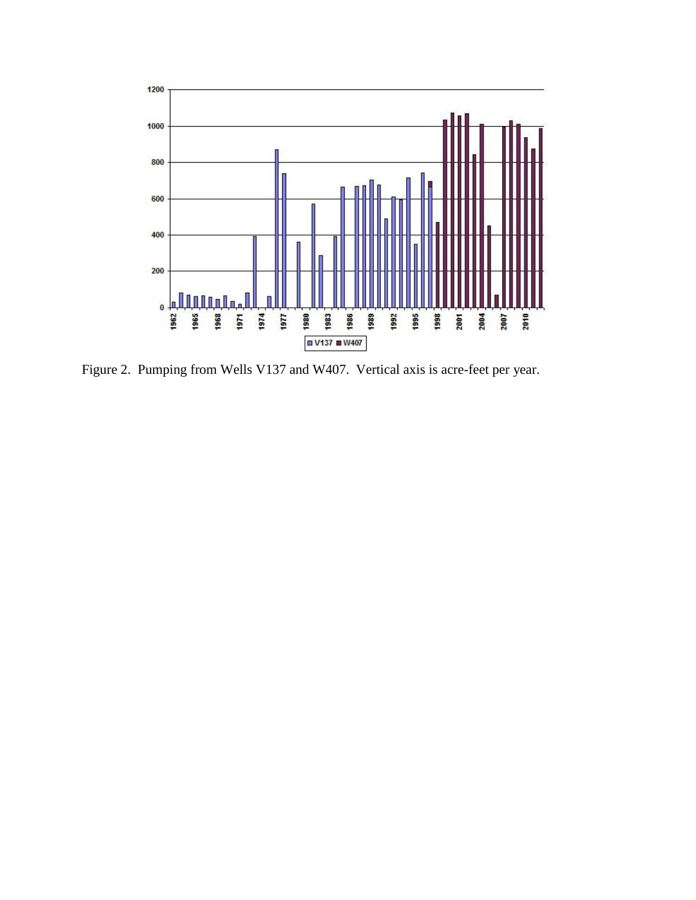Figure 2. Pumping from Wells V137 and W407. Vertical axis is acre-feet per year.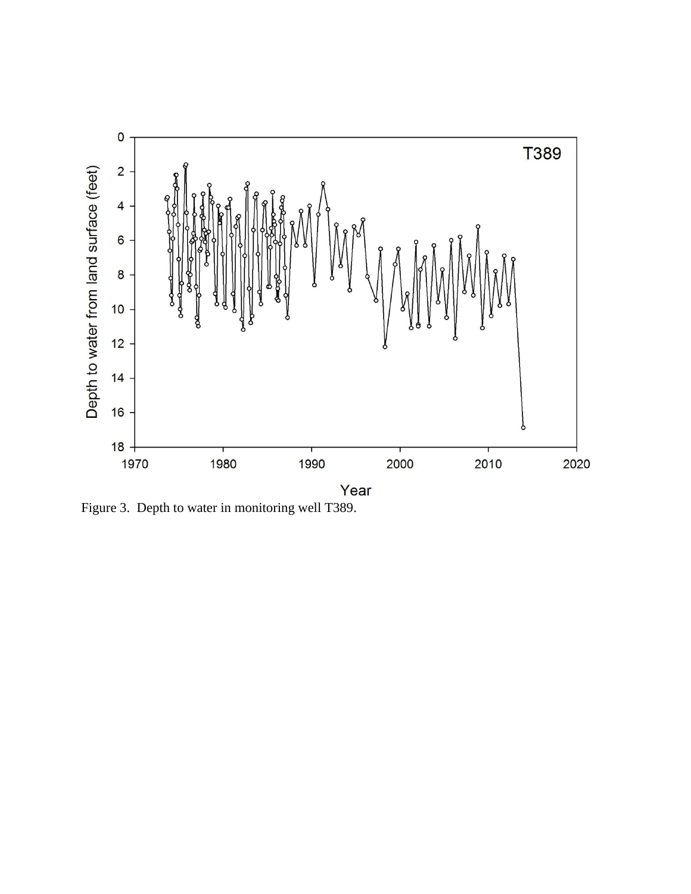T389

Depth to water from land surface (feet)

0
2
4
6
8
10
12
14
16
18

1970
1980
1990
2000
2010
2020

Year

Figure 3. Depth to water in monitoring well T389.